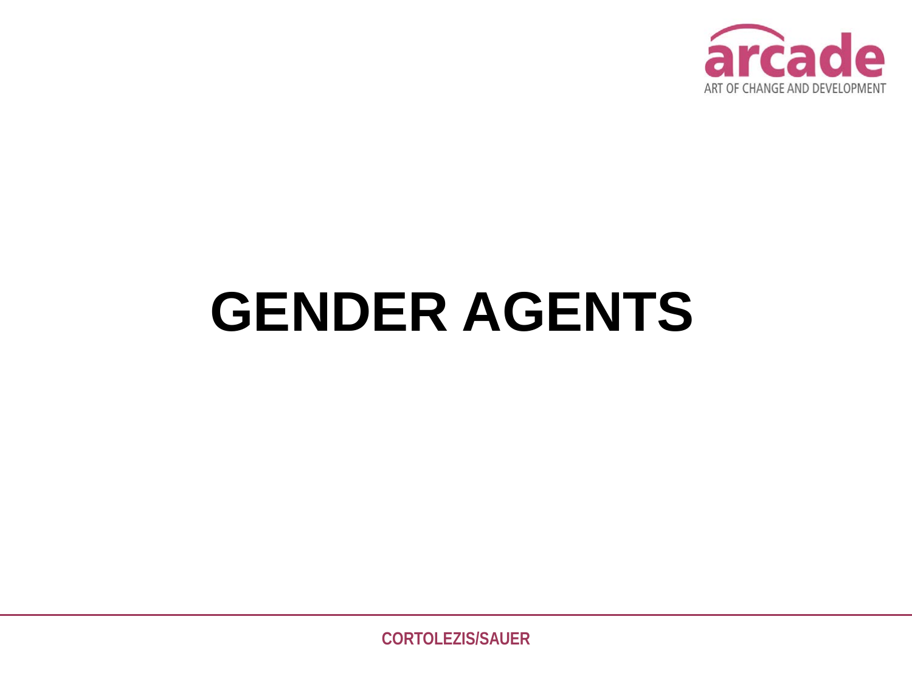# GENDER AGENTS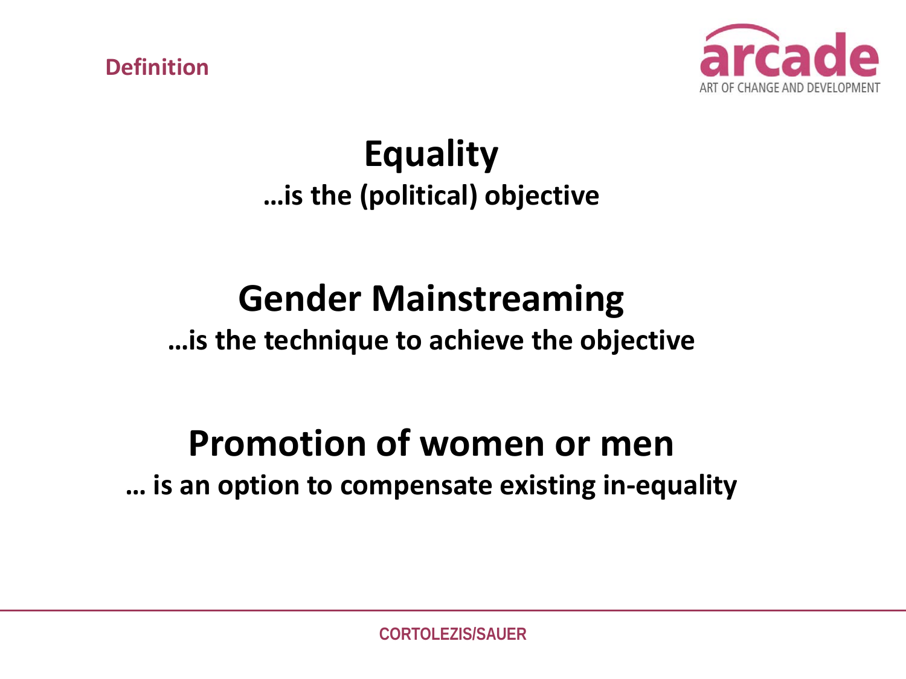Definition

# Equality

**…is the (political) objective**

# Gender Mainstreaming

**…is the technique to achieve the objective**

# Promotion of women or men

**… is an option to compensate existing in-equality**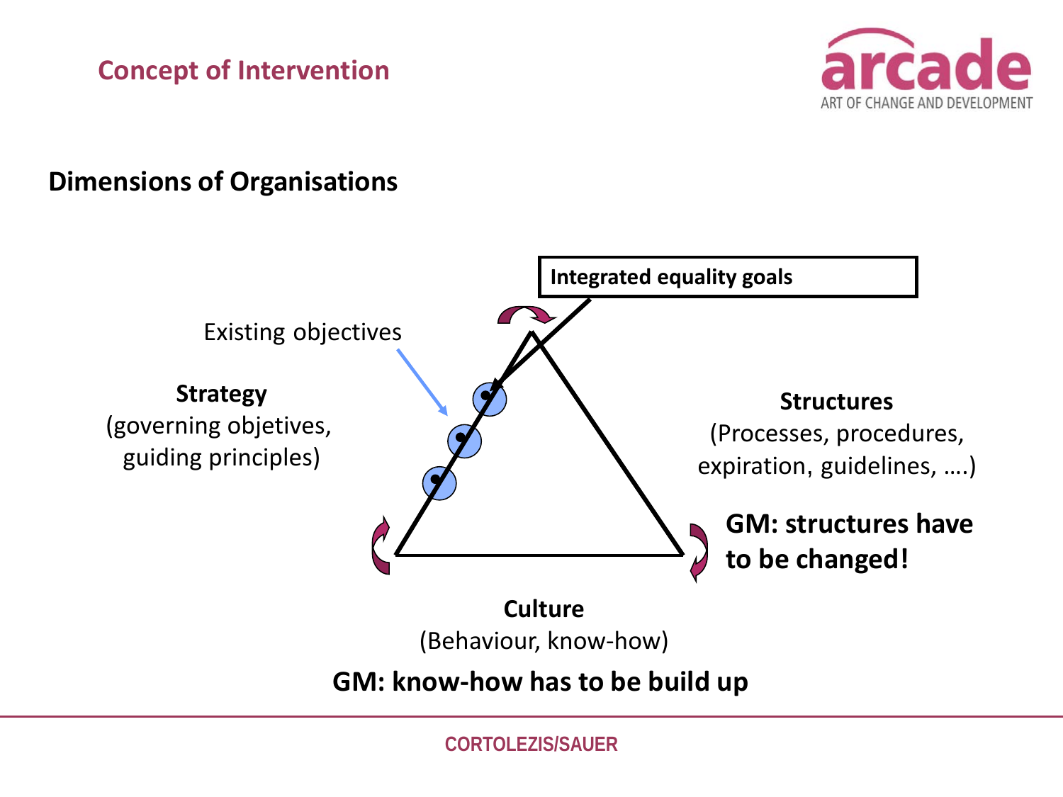# Concept of Intervention

## Dimensions of Organisations

**Integrated equality goals**

Existing objectives

**Strategy**
(governing objetives, guiding principles)

**Structures**
(Processes, procedures, expiration, guidelines, ….)

**GM: structures have to be changed!**

**Culture**
(Behaviour, know-how)

**GM: know-how has to be build up**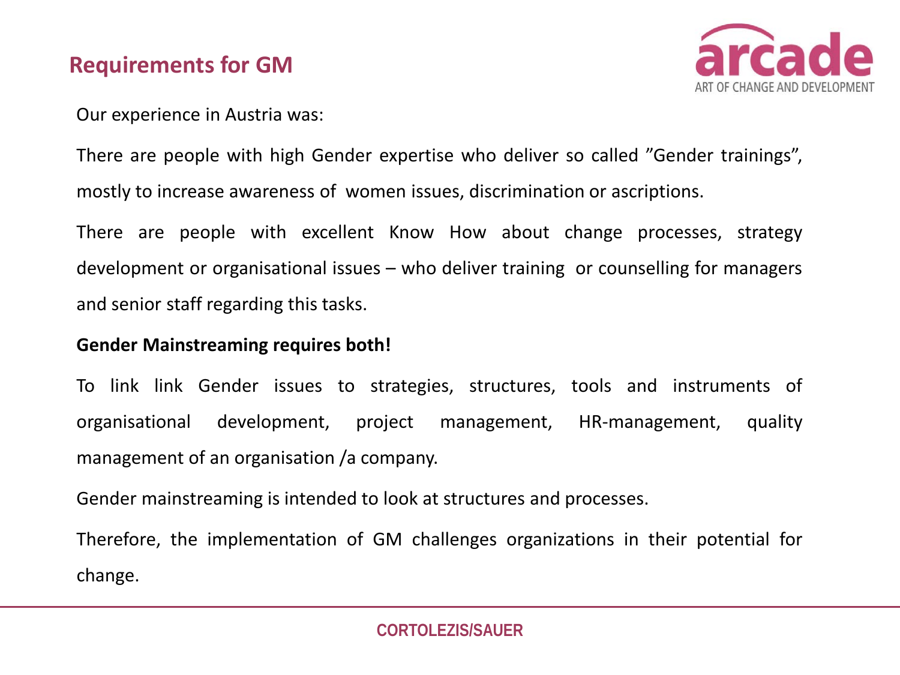## Requirements for GM

Our experience in Austria was:

There are people with high Gender expertise who deliver so called ”Gender trainings”, mostly to increase awareness of  women issues, discrimination or ascriptions.

There are people with excellent Know How about change processes, strategy development or organisational issues – who deliver training  or counselling for managers and senior staff regarding this tasks.

**Gender Mainstreaming requires both!**

To link link Gender issues to strategies, structures, tools and instruments of organisational development, project management, HR-management, quality management of an organisation /a company.

Gender mainstreaming is intended to look at structures and processes.

Therefore, the implementation of GM challenges organizations in their potential for change.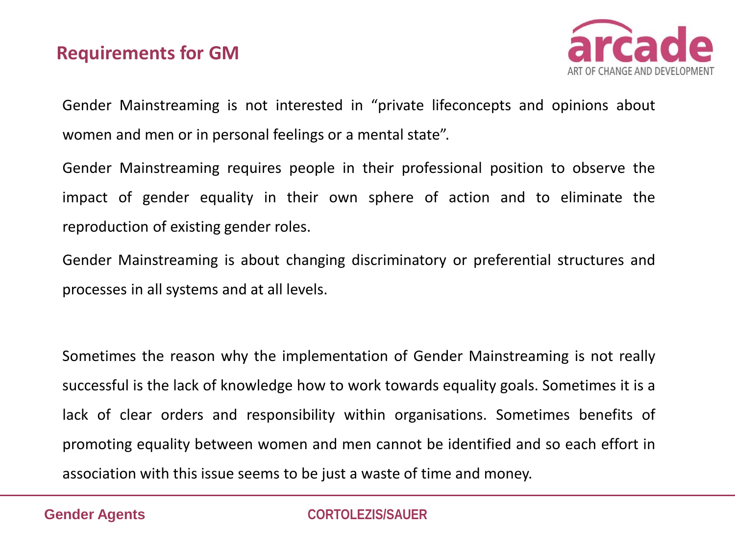## Requirements for GM

Gender Mainstreaming is not interested in “private lifeconcepts and opinions about women and men or in personal feelings or a mental state”.

Gender Mainstreaming requires people in their professional position to observe the impact of gender equality in their own sphere of action and to eliminate the reproduction of existing gender roles.

Gender Mainstreaming is about changing discriminatory or preferential structures and processes in all systems and at all levels.

Sometimes the reason why the implementation of Gender Mainstreaming is not really successful is the lack of knowledge how to work towards equality goals. Sometimes it is a lack of clear orders and responsibility within organisations. Sometimes benefits of promoting equality between women and men cannot be identified and so each effort in association with this issue seems to be just a waste of time and money.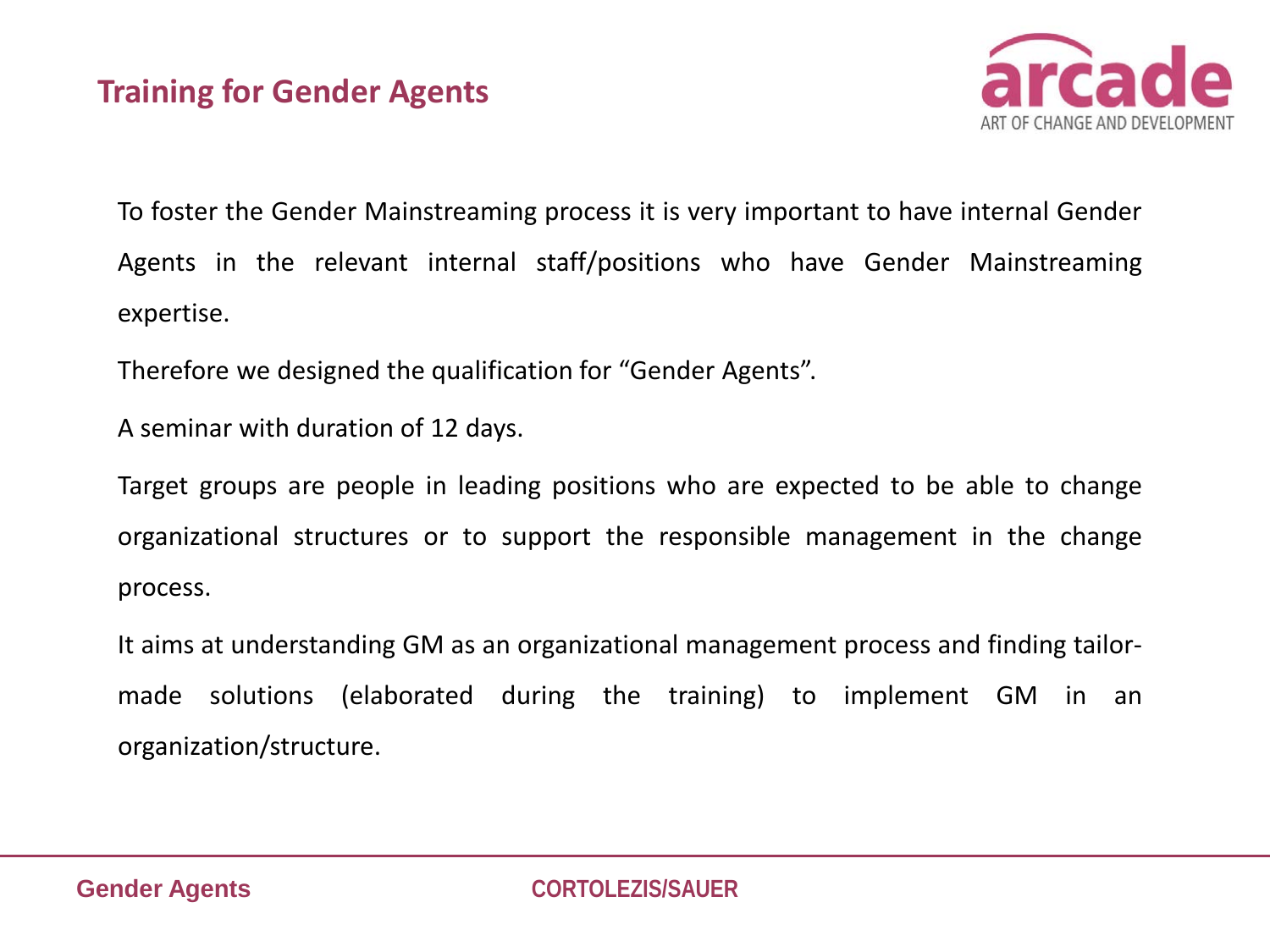# Training for Gender Agents

To foster the Gender Mainstreaming process it is very important to have internal Gender Agents in the relevant internal staff/positions who have Gender Mainstreaming expertise.

Therefore we designed the qualification for “Gender Agents”.

A seminar with duration of 12 days.

Target groups are people in leading positions who are expected to be able to change organizational structures or to support the responsible management in the change process.

It aims at understanding GM as an organizational management process and finding tailor-made solutions (elaborated during the training) to implement GM in an organization/structure.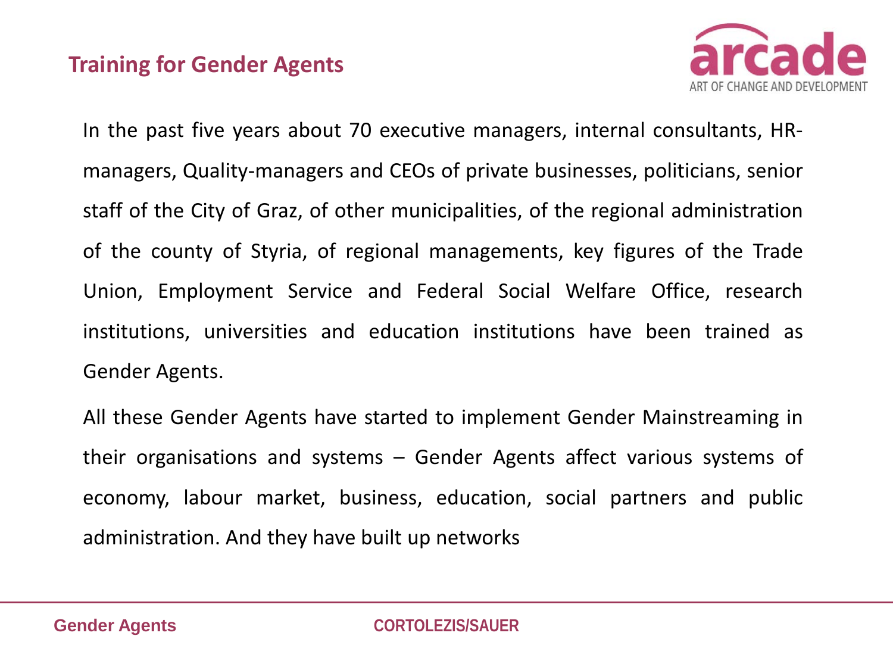## Training for Gender Agents

In the past five years about 70 executive managers, internal consultants, HR-managers, Quality-managers and CEOs of private businesses, politicians, senior staff of the City of Graz, of other municipalities, of the regional administration of the county of Styria, of regional managements, key figures of the Trade Union, Employment Service and Federal Social Welfare Office, research institutions, universities and education institutions have been trained as Gender Agents.

All these Gender Agents have started to implement Gender Mainstreaming in their organisations and systems – Gender Agents affect various systems of economy, labour market, business, education, social partners and public administration. And they have built up networks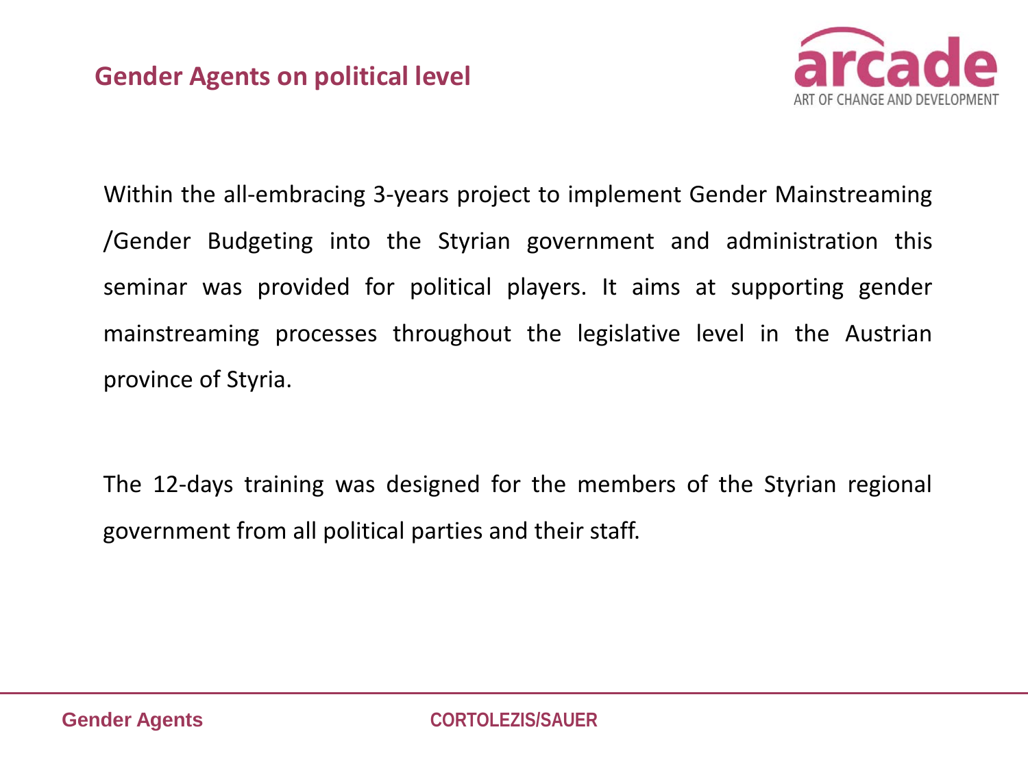## Gender Agents on political level

Within the all-embracing 3-years project to implement Gender Mainstreaming /Gender Budgeting into the Styrian government and administration this seminar was provided for political players. It aims at supporting gender mainstreaming processes throughout the legislative level in the Austrian province of Styria.

The 12-days training was designed for the members of the Styrian regional government from all political parties and their staff.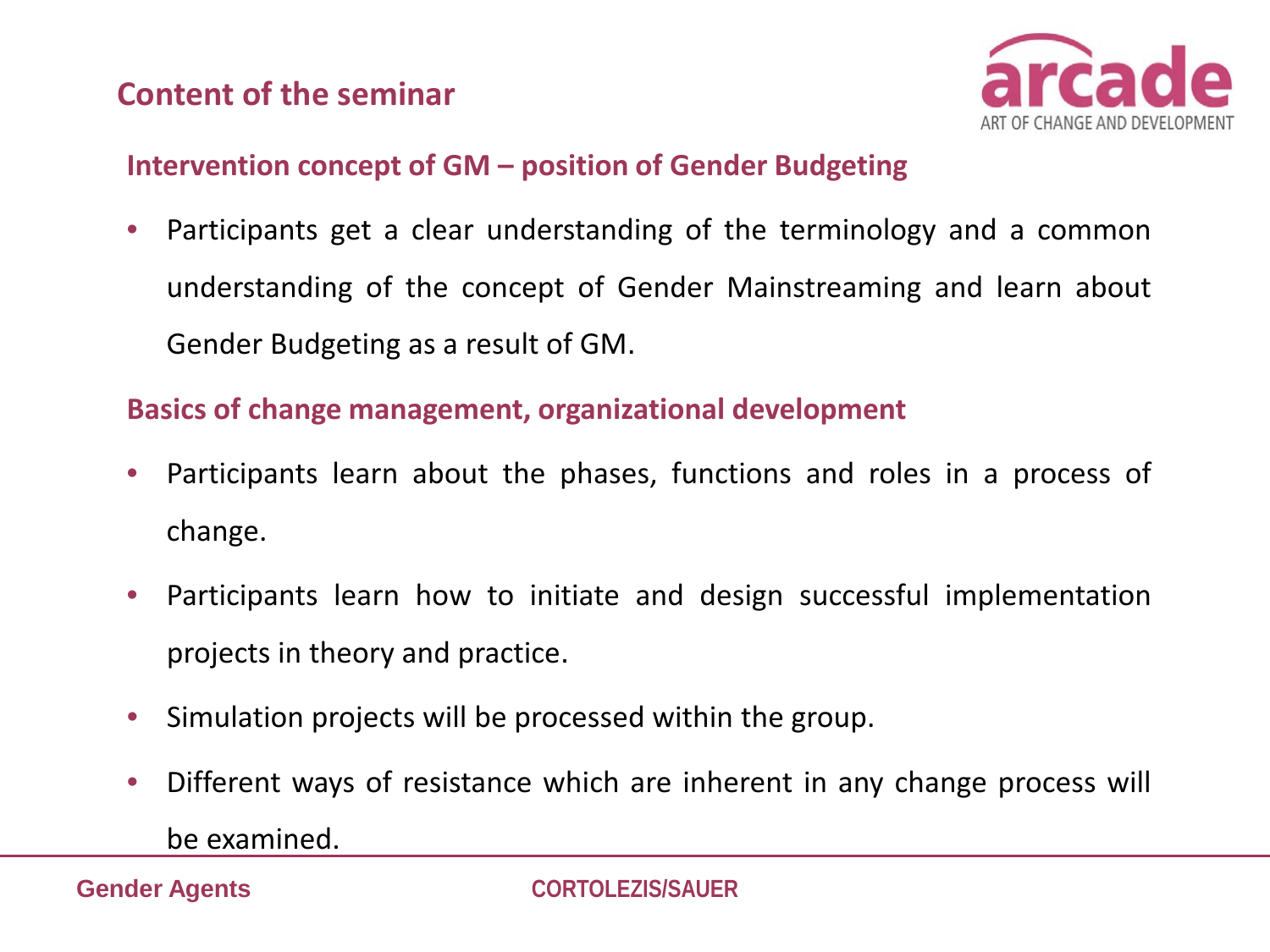## Content of the seminar

### Intervention concept of GM – position of Gender Budgeting

- Participants get a clear understanding of the terminology and a common understanding of the concept of Gender Mainstreaming and learn about Gender Budgeting as a result of GM.

### Basics of change management, organizational development

- Participants learn about the phases, functions and roles in a process of change.
- Participants learn how to initiate and design successful implementation projects in theory and practice.
- Simulation projects will be processed within the group.
- Different ways of resistance which are inherent in any change process will be examined.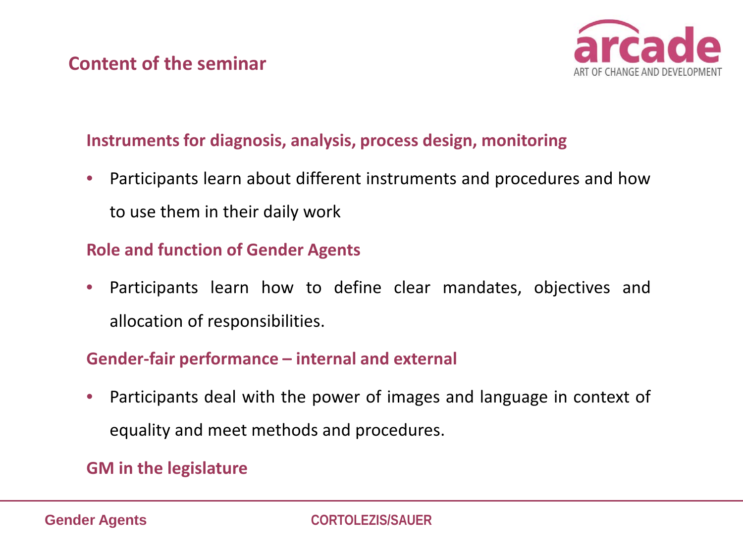## Content of the seminar

### Instruments for diagnosis, analysis, process design, monitoring

- Participants learn about different instruments and procedures and how to use them in their daily work

### Role and function of Gender Agents

- Participants learn how to define clear mandates, objectives and allocation of responsibilities.

### Gender-fair performance – internal and external

- Participants deal with the power of images and language in context of equality and meet methods and procedures.

### GM in the legislature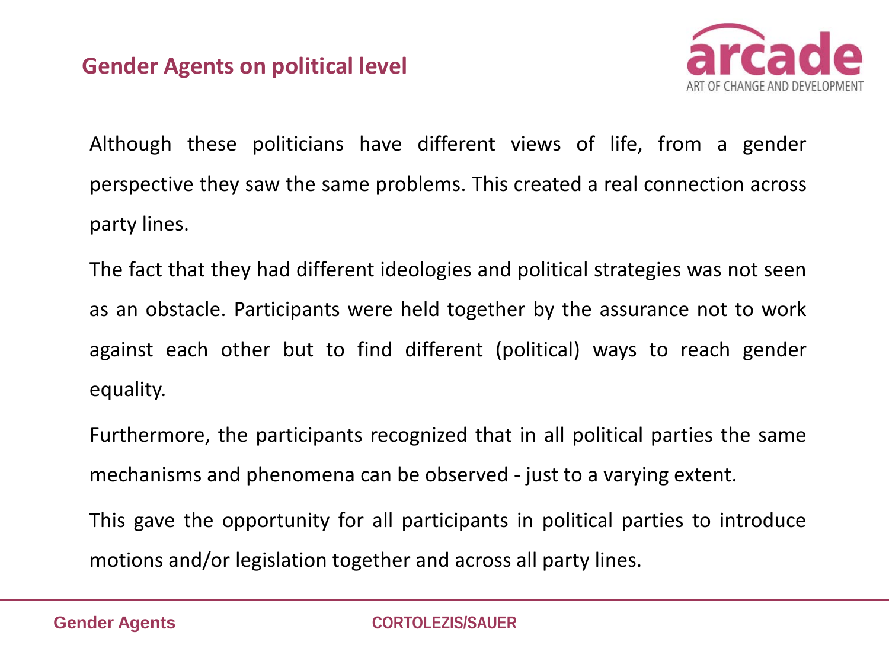## Gender Agents on political level

Although these politicians have different views of life, from a gender perspective they saw the same problems. This created a real connection across party lines.

The fact that they had different ideologies and political strategies was not seen as an obstacle. Participants were held together by the assurance not to work against each other but to find different (political) ways to reach gender equality.

Furthermore, the participants recognized that in all political parties the same mechanisms and phenomena can be observed - just to a varying extent.

This gave the opportunity for all participants in political parties to introduce motions and/or legislation together and across all party lines.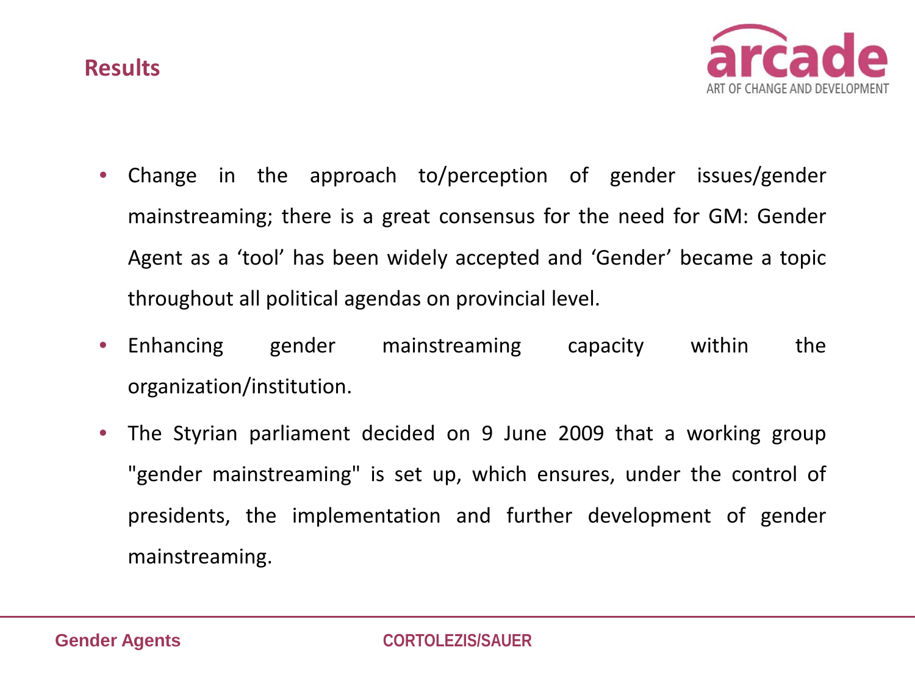# Results

- Change in the approach to/perception of gender issues/gender mainstreaming; there is a great consensus for the need for GM: Gender Agent as a ‘tool’ has been widely accepted and ‘Gender’ became a topic throughout all political agendas on provincial level.
- Enhancing gender mainstreaming capacity within the organization/institution.
- The Styrian parliament decided on 9 June 2009 that a working group "gender mainstreaming" is set up, which ensures, under the control of presidents, the implementation and further development of gender mainstreaming.